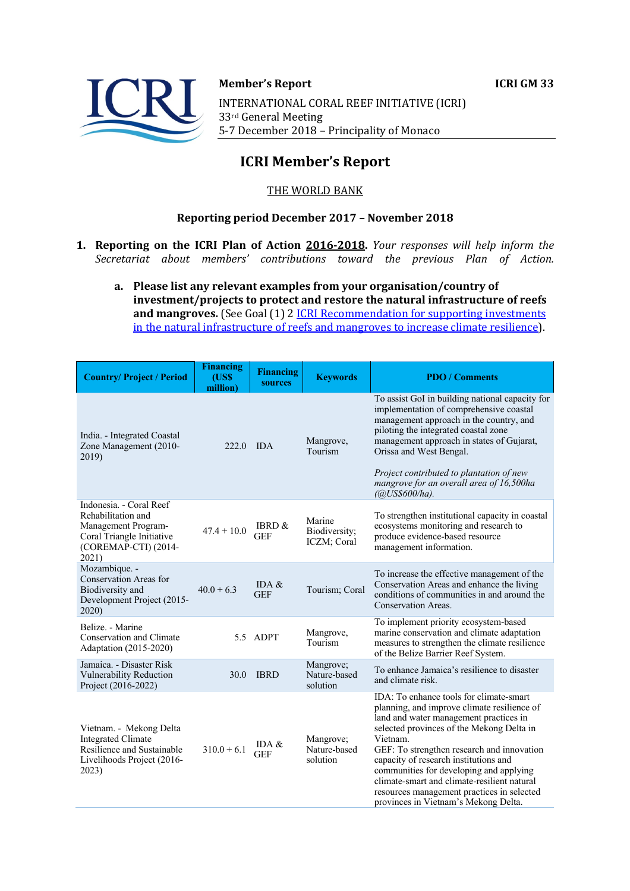**Member's Report** **ICRI GM 33**

INTERNATIONAL CORAL REEF INITIATIVE (ICRI)
33rd General Meeting
5-7 December 2018 – Principality of Monaco

# ICRI Member's Report

## THE WORLD BANK

### Reporting period December 2017 – November 2018

1. **Reporting on the ICRI Plan of Action 2016-2018.** *Your responses will help inform the Secretariat about members' contributions toward the previous Plan of Action.*

   a. **Please list any relevant examples from your organisation/country of investment/projects to protect and restore the natural infrastructure of reefs and mangroves.** (See Goal (1) 2 ICRI Recommendation for supporting investments in the natural infrastructure of reefs and mangroves to increase climate resilience).

| Country/ Project / Period | Financing (US$ million) | Financing sources | Keywords | PDO / Comments |
|---|---|---|---|---|
| India. - Integrated Coastal Zone Management (2010-2019) | 222.0 | IDA | Mangrove, Tourism | To assist GoI in building national capacity for implementation of comprehensive coastal management approach in the country, and piloting the integrated coastal zone management approach in states of Gujarat, Orissa and West Bengal.<br><br>*Project contributed to plantation of new mangrove for an overall area of 16,500ha (@US$600/ha).* |
| Indonesia. - Coral Reef Rehabilitation and Management Program-Coral Triangle Initiative (COREMAP-CTI) (2014-2021) | 47.4 + 10.0 | IBRD & GEF | Marine Biodiversity; ICZM; Coral | To strengthen institutional capacity in coastal ecosystems monitoring and research to produce evidence-based resource management information. |
| Mozambique. - Conservation Areas for Biodiversity and Development Project (2015-2020) | 40.0 + 6.3 | IDA & GEF | Tourism; Coral | To increase the effective management of the Conservation Areas and enhance the living conditions of communities in and around the Conservation Areas. |
| Belize. - Marine Conservation and Climate Adaptation (2015-2020) | 5.5 | ADPT | Mangrove, Tourism | To implement priority ecosystem-based marine conservation and climate adaptation measures to strengthen the climate resilience of the Belize Barrier Reef System. |
| Jamaica. - Disaster Risk Vulnerability Reduction Project (2016-2022) | 30.0 | IBRD | Mangrove; Nature-based solution | To enhance Jamaica's resilience to disaster and climate risk. |
| Vietnam. - Mekong Delta Integrated Climate Resilience and Sustainable Livelihoods Project (2016-2023) | 310.0 + 6.1 | IDA & GEF | Mangrove; Nature-based solution | IDA: To enhance tools for climate-smart planning, and improve climate resilience of land and water management practices in selected provinces of the Mekong Delta in Vietnam.<br>GEF: To strengthen research and innovation capacity of research institutions and communities for developing and applying climate-smart and climate-resilient natural resources management practices in selected provinces in Vietnam's Mekong Delta. |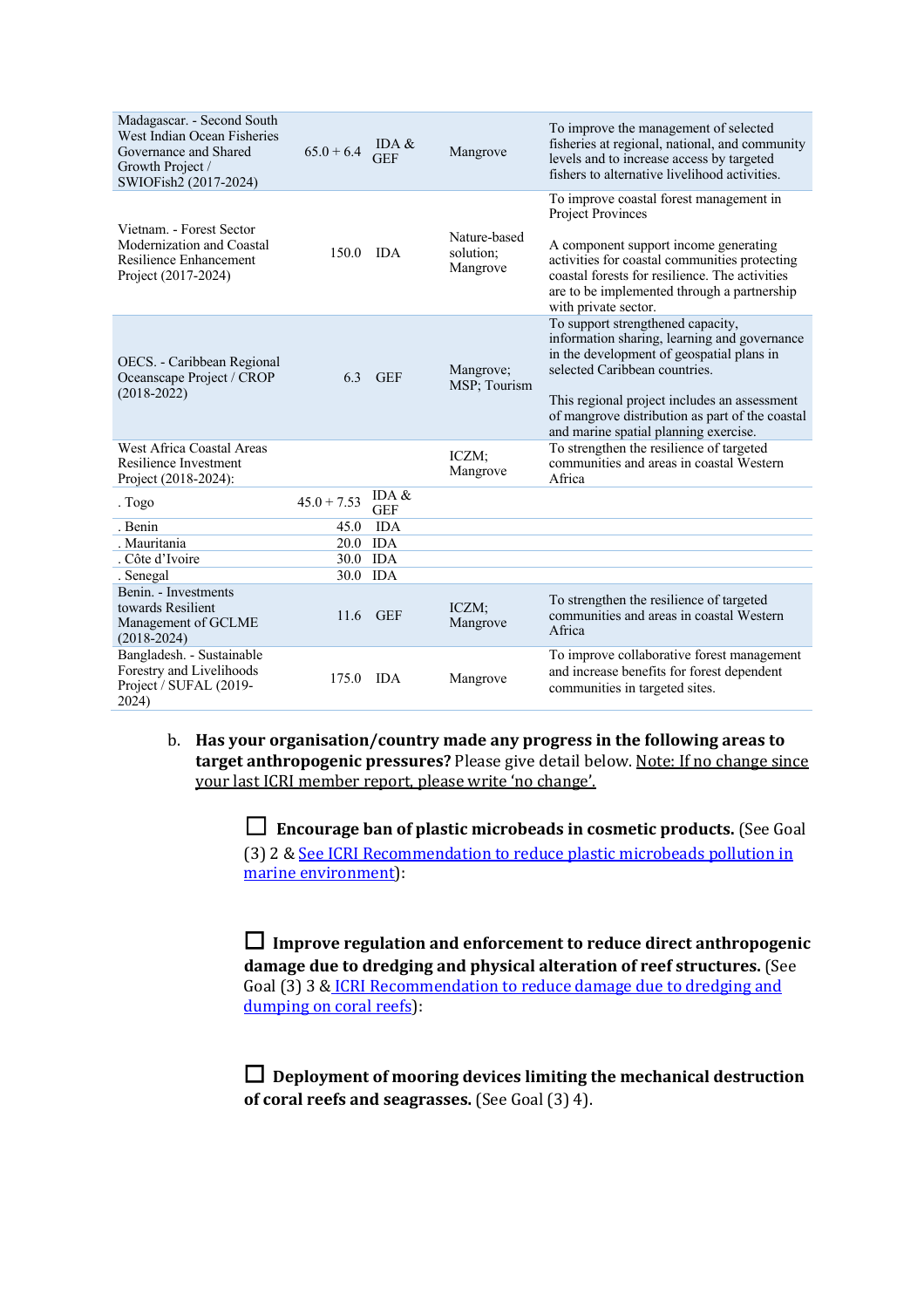| | | | | |
|---|---|---|---|---|
| Madagascar. - Second South West Indian Ocean Fisheries Governance and Shared Growth Project / SWIOFish2 (2017-2024) | 65.0 + 6.4 | IDA & GEF | Mangrove | To improve the management of selected fisheries at regional, national, and community levels and to increase access by targeted fishers to alternative livelihood activities. |
| Vietnam. - Forest Sector Modernization and Coastal Resilience Enhancement Project (2017-2024) | 150.0 | IDA | Nature-based solution; Mangrove | To improve coastal forest management in Project Provinces<br><br>A component support income generating activities for coastal communities protecting coastal forests for resilience. The activities are to be implemented through a partnership with private sector. |
| OECS. - Caribbean Regional Oceanscape Project / CROP (2018-2022) | 6.3 | GEF | Mangrove; MSP; Tourism | To support strengthened capacity, information sharing, learning and governance in the development of geospatial plans in selected Caribbean countries.<br><br>This regional project includes an assessment of mangrove distribution as part of the coastal and marine spatial planning exercise. |
| West Africa Coastal Areas Resilience Investment Project (2018-2024): | | | ICZM; Mangrove | To strengthen the resilience of targeted communities and areas in coastal Western Africa |
| . Togo | 45.0 + 7.53 | IDA & GEF | | |
| . Benin | 45.0 | IDA | | |
| . Mauritania | 20.0 | IDA | | |
| . Côte d'Ivoire | 30.0 | IDA | | |
| . Senegal | 30.0 | IDA | | |
| Benin. - Investments towards Resilient Management of GCLME (2018-2024) | 11.6 | GEF | ICZM; Mangrove | To strengthen the resilience of targeted communities and areas in coastal Western Africa |
| Bangladesh. - Sustainable Forestry and Livelihoods Project / SUFAL (2019-2024) | 175.0 | IDA | Mangrove | To improve collaborative forest management and increase benefits for forest dependent communities in targeted sites. |

b. **Has your organisation/country made any progress in the following areas to target anthropogenic pressures?** Please give detail below. Note: If no change since your last ICRI member report, please write 'no change'.

☐ **Encourage ban of plastic microbeads in cosmetic products.** (See Goal (3) 2 & See ICRI Recommendation to reduce plastic microbeads pollution in marine environment):

☐ **Improve regulation and enforcement to reduce direct anthropogenic damage due to dredging and physical alteration of reef structures.** (See Goal (3) 3 & ICRI Recommendation to reduce damage due to dredging and dumping on coral reefs):

☐ **Deployment of mooring devices limiting the mechanical destruction of coral reefs and seagrasses.** (See Goal (3) 4).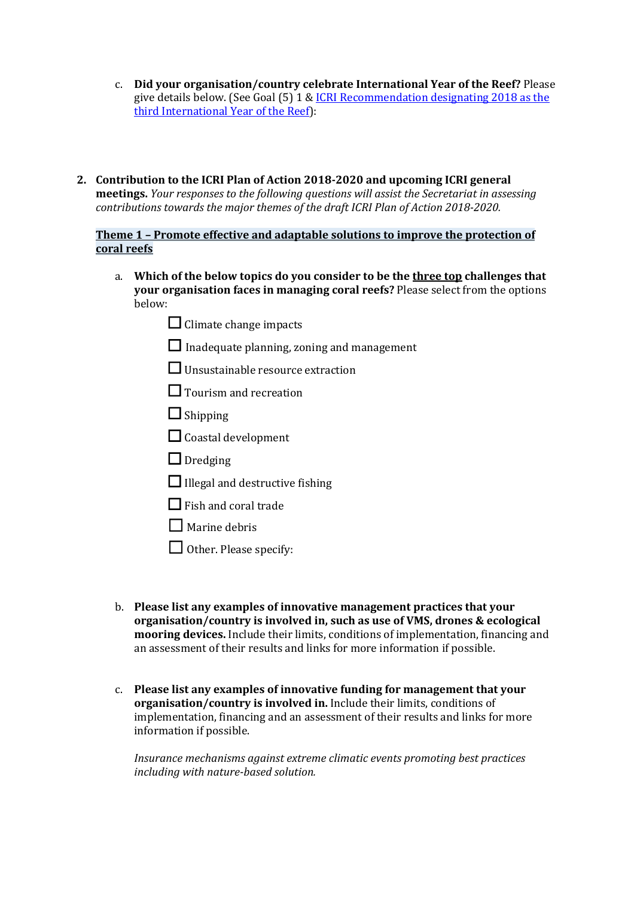c. **Did your organisation/country celebrate International Year of the Reef?** Please give details below. (See Goal (5) 1 & [ICRI Recommendation designating 2018 as the third International Year of the Reef]):

2. **Contribution to the ICRI Plan of Action 2018-2020 and upcoming ICRI general meetings.** *Your responses to the following questions will assist the Secretariat in assessing contributions towards the major themes of the draft ICRI Plan of Action 2018-2020.*

**Theme 1 – Promote effective and adaptable solutions to improve the protection of coral reefs**

a. **Which of the below topics do you consider to be the three top challenges that your organisation faces in managing coral reefs?** Please select from the options below:

- ☐ Climate change impacts
- ☐ Inadequate planning, zoning and management
- ☐ Unsustainable resource extraction
- ☐ Tourism and recreation
- ☐ Shipping
- ☐ Coastal development
- ☐ Dredging
- ☐ Illegal and destructive fishing
- ☐ Fish and coral trade
- ☐ Marine debris
- ☐ Other. Please specify:

b. **Please list any examples of innovative management practices that your organisation/country is involved in, such as use of VMS, drones & ecological mooring devices.** Include their limits, conditions of implementation, financing and an assessment of their results and links for more information if possible.

c. **Please list any examples of innovative funding for management that your organisation/country is involved in.** Include their limits, conditions of implementation, financing and an assessment of their results and links for more information if possible.

*Insurance mechanisms against extreme climatic events promoting best practices including with nature-based solution.*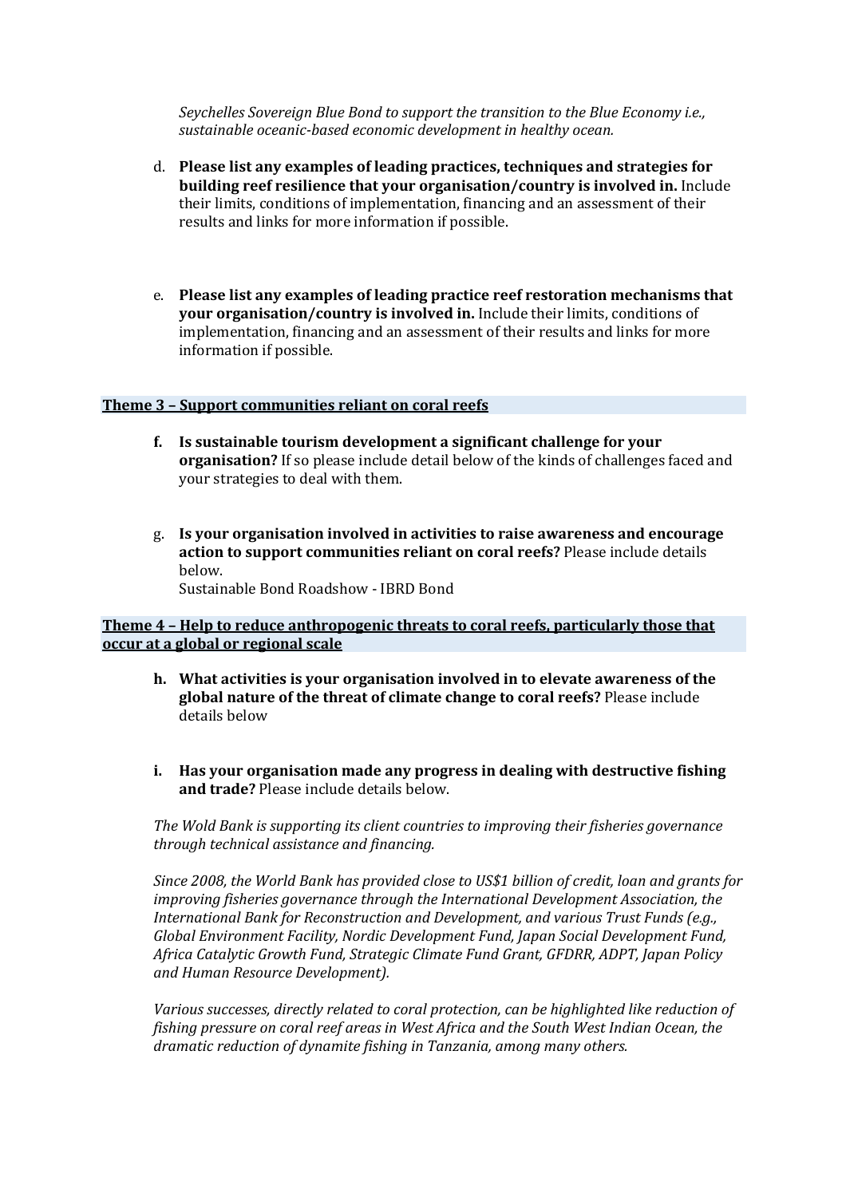*Seychelles Sovereign Blue Bond to support the transition to the Blue Economy i.e., sustainable oceanic-based economic development in healthy ocean.*

d. **Please list any examples of leading practices, techniques and strategies for building reef resilience that your organisation/country is involved in.** Include their limits, conditions of implementation, financing and an assessment of their results and links for more information if possible.

e. **Please list any examples of leading practice reef restoration mechanisms that your organisation/country is involved in.** Include their limits, conditions of implementation, financing and an assessment of their results and links for more information if possible.

## Theme 3 – Support communities reliant on coral reefs

**f. Is sustainable tourism development a significant challenge for your organisation?** If so please include detail below of the kinds of challenges faced and your strategies to deal with them.

g. **Is your organisation involved in activities to raise awareness and encourage action to support communities reliant on coral reefs?** Please include details below.
Sustainable Bond Roadshow - IBRD Bond

## Theme 4 – Help to reduce anthropogenic threats to coral reefs, particularly those that occur at a global or regional scale

**h. What activities is your organisation involved in to elevate awareness of the global nature of the threat of climate change to coral reefs?** Please include details below

**i. Has your organisation made any progress in dealing with destructive fishing and trade?** Please include details below.

*The Wold Bank is supporting its client countries to improving their fisheries governance through technical assistance and financing.*

*Since 2008, the World Bank has provided close to US$1 billion of credit, loan and grants for improving fisheries governance through the International Development Association, the International Bank for Reconstruction and Development, and various Trust Funds (e.g., Global Environment Facility, Nordic Development Fund, Japan Social Development Fund, Africa Catalytic Growth Fund, Strategic Climate Fund Grant, GFDRR, ADPT, Japan Policy and Human Resource Development).*

*Various successes, directly related to coral protection, can be highlighted like reduction of fishing pressure on coral reef areas in West Africa and the South West Indian Ocean, the dramatic reduction of dynamite fishing in Tanzania, among many others.*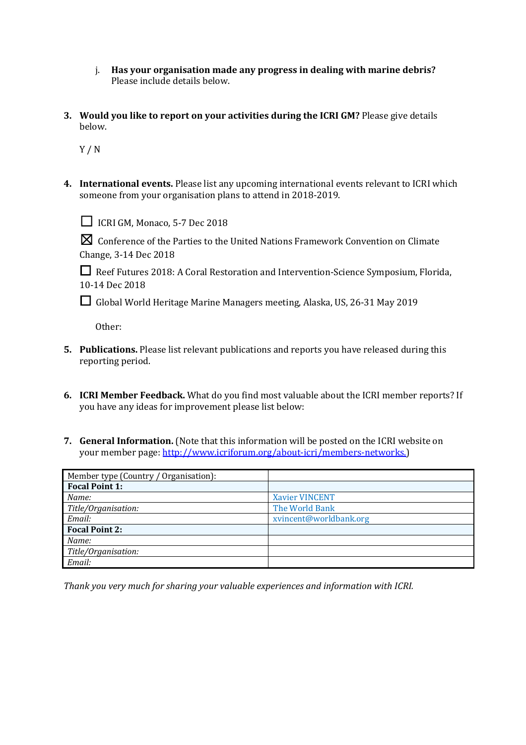j. **Has your organisation made any progress in dealing with marine debris?** Please include details below.

3. **Would you like to report on your activities during the ICRI GM?** Please give details below.

   Y / N

4. **International events.** Please list any upcoming international events relevant to ICRI which someone from your organisation plans to attend in 2018-2019.

   ☐ ICRI GM, Monaco, 5-7 Dec 2018

   ☒ Conference of the Parties to the United Nations Framework Convention on Climate Change, 3-14 Dec 2018

   ☐ Reef Futures 2018: A Coral Restoration and Intervention-Science Symposium, Florida, 10-14 Dec 2018

   ☐ Global World Heritage Marine Managers meeting, Alaska, US, 26-31 May 2019

   Other:

5. **Publications.** Please list relevant publications and reports you have released during this reporting period.

6. **ICRI Member Feedback.** What do you find most valuable about the ICRI member reports? If you have any ideas for improvement please list below:

7. **General Information.** (Note that this information will be posted on the ICRI website on your member page: http://www.icriforum.org/about-icri/members-networks.)

| | |
|---|---|
| Member type (Country / Organisation): | |
| **Focal Point 1:** | |
| *Name:* | Xavier VINCENT |
| *Title/Organisation:* | The World Bank |
| *Email:* | xvincent@worldbank.org |
| **Focal Point 2:** | |
| *Name:* | |
| *Title/Organisation:* | |
| *Email:* | |

*Thank you very much for sharing your valuable experiences and information with ICRI.*